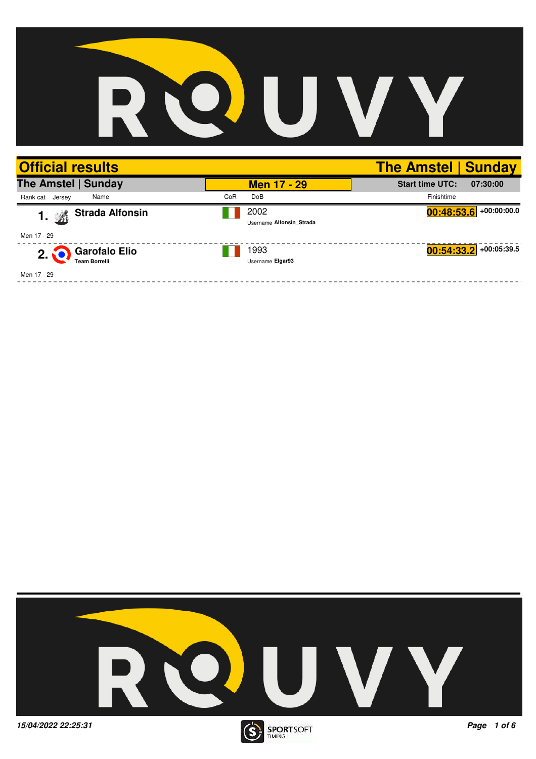# Official results

**The Amstel | Sunday**

## The Amstel | Sunday

**Men 17 - 29**

**Start time UTC:** 07:30:00

| Rank cat | Jersey | Name | CoR | DoB | Finishtime | |
|---|---|---|---|---|---|---|
| 1. | | **Strada Alfonsin** | | 2002<br>Username **Alfonsin_Strada** | **00:48:53.6** | +00:00:00.0 |
| Men 17 - 29 | | | | | | |
| 2. | | **Garofalo Elio**<br>**Team Borrelli** | | 1993<br>Username **Elgar93** | **00:54:33.2** | +00:05:39.5 |
| Men 17 - 29 | | | | | | |

*15/04/2022 22:25:31*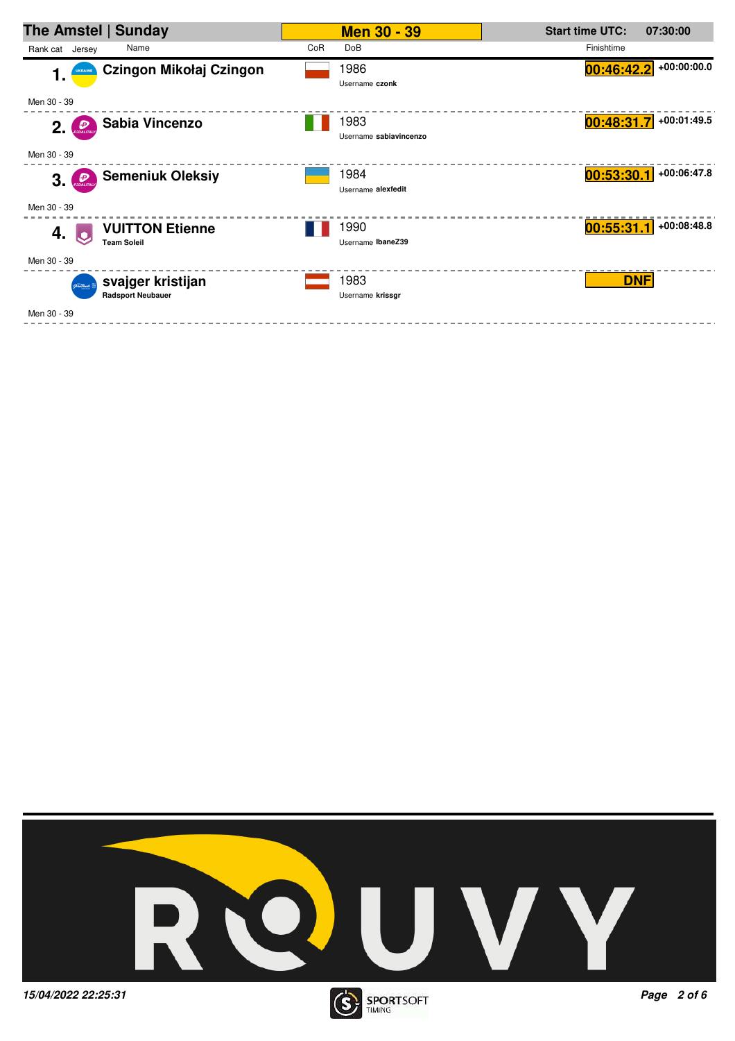## The Amstel | Sunday

**Men 30 - 39**

**Start time UTC:** 07:30:00

| Rank cat | Jersey | Name | CoR | DoB | Finishtime | |
|---|---|---|---|---|---|---|
| 1. | | **Czingon Mikołaj Czingon** | | 1986<br>Username **czonk** | **00:46:42.2** | +00:00:00.0 |
| Men 30 - 39 | | | | | | |
| 2. | | **Sabia Vincenzo** | | 1983<br>Username **sabiavincenzo** | **00:48:31.7** | +00:01:49.5 |
| Men 30 - 39 | | | | | | |
| 3. | | **Semeniuk Oleksiy** | | 1984<br>Username **alexfedit** | **00:53:30.1** | +00:06:47.8 |
| Men 30 - 39 | | | | | | |
| 4. | | **VUITTON Etienne**<br>**Team Soleil** | | 1990<br>Username **IbaneZ39** | **00:55:31.1** | +00:08:48.8 |
| Men 30 - 39 | | | | | | |
| | | **svajger kristijan**<br>**Radsport Neubauer** | | 1983<br>Username **krissgr** | **DNF** | |
| Men 30 - 39 | | | | | | |

*15/04/2022 22:25:31*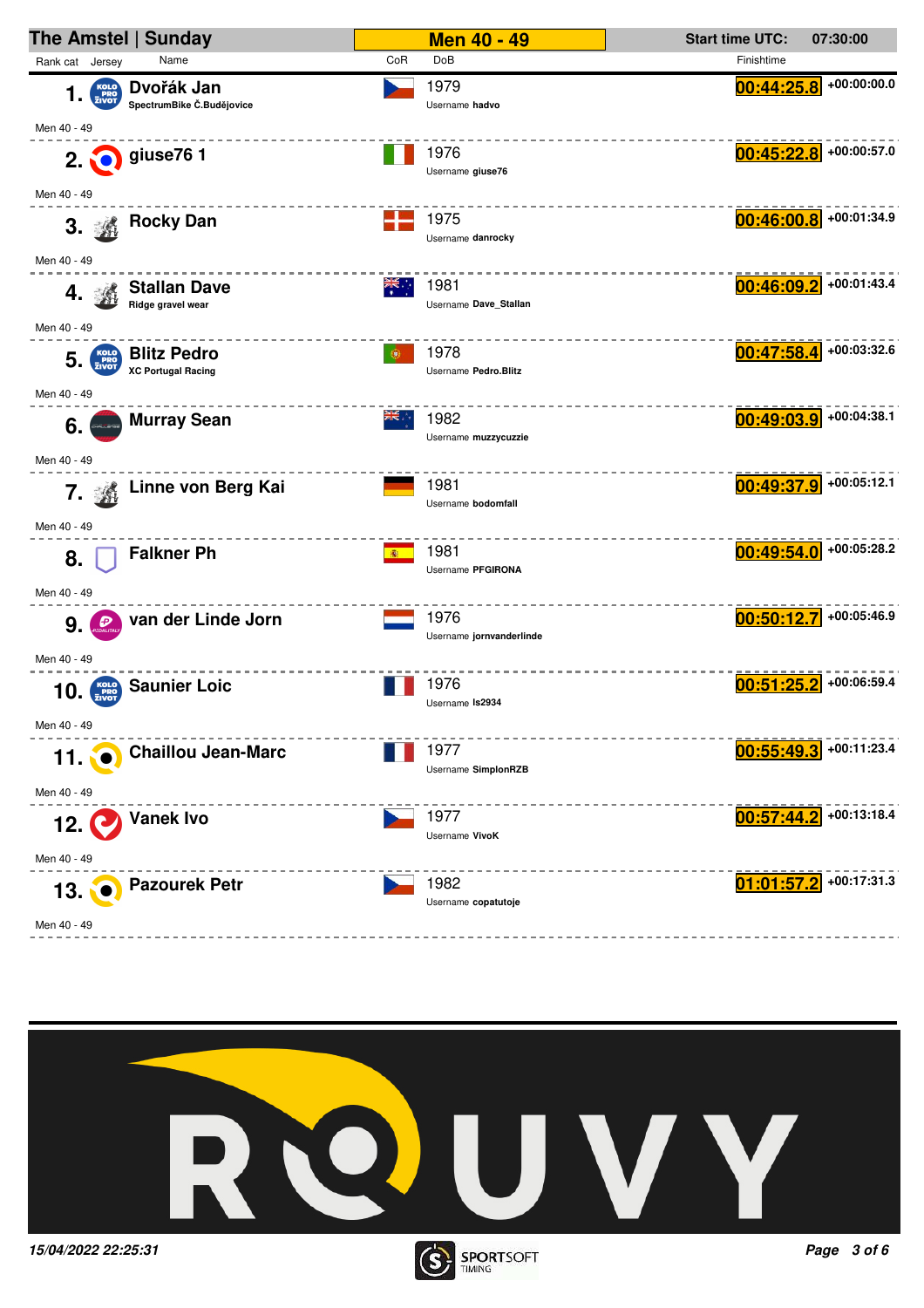# The Amstel | Sunday

**Men 40 - 49**

**Start time UTC:** 07:30:00

| Rank | Rank cat | Name | Team | CoR | DoB | Username | Finishtime | Gap |
|---|---|---|---|---|---|---|---|---|
| 1. | Men 40 - 49 | **Dvořák Jan** | SpectrumBike Č.Budějovice | CZE | 1979 | hadvo | 00:44:25.8 | +00:00:00.0 |
| 2. | Men 40 - 49 | **giuse76 1** | | ITA | 1976 | giuse76 | 00:45:22.8 | +00:00:57.0 |
| 3. | Men 40 - 49 | **Rocky Dan** | | DEN | 1975 | danrocky | 00:46:00.8 | +00:01:34.9 |
| 4. | Men 40 - 49 | **Stallan Dave** | Ridge gravel wear | AUS | 1981 | Dave_Stallan | 00:46:09.2 | +00:01:43.4 |
| 5. | Men 40 - 49 | **Blitz Pedro** | XC Portugal Racing | POR | 1978 | Pedro.Blitz | 00:47:58.4 | +00:03:32.6 |
| 6. | Men 40 - 49 | **Murray Sean** | | NZL | 1982 | muzzycuzzie | 00:49:03.9 | +00:04:38.1 |
| 7. | Men 40 - 49 | **Linne von Berg Kai** | | GER | 1981 | bodomfall | 00:49:37.9 | +00:05:12.1 |
| 8. | Men 40 - 49 | **Falkner Ph** | | ESP | 1981 | PFGIRONA | 00:49:54.0 | +00:05:28.2 |
| 9. | Men 40 - 49 | **van der Linde Jorn** | | NED | 1976 | jornvanderlinde | 00:50:12.7 | +00:05:46.9 |
| 10. | Men 40 - 49 | **Saunier Loic** | | FRA | 1976 | ls2934 | 00:51:25.2 | +00:06:59.4 |
| 11. | Men 40 - 49 | **Chaillou Jean-Marc** | | FRA | 1977 | SimplonRZB | 00:55:49.3 | +00:11:23.4 |
| 12. | Men 40 - 49 | **Vanek Ivo** | | CZE | 1977 | VivoK | 00:57:44.2 | +00:13:18.4 |
| 13. | Men 40 - 49 | **Pazourek Petr** | | CZE | 1982 | copatutoje | 01:01:57.2 | +00:17:31.3 |

*15/04/2022 22:25:31*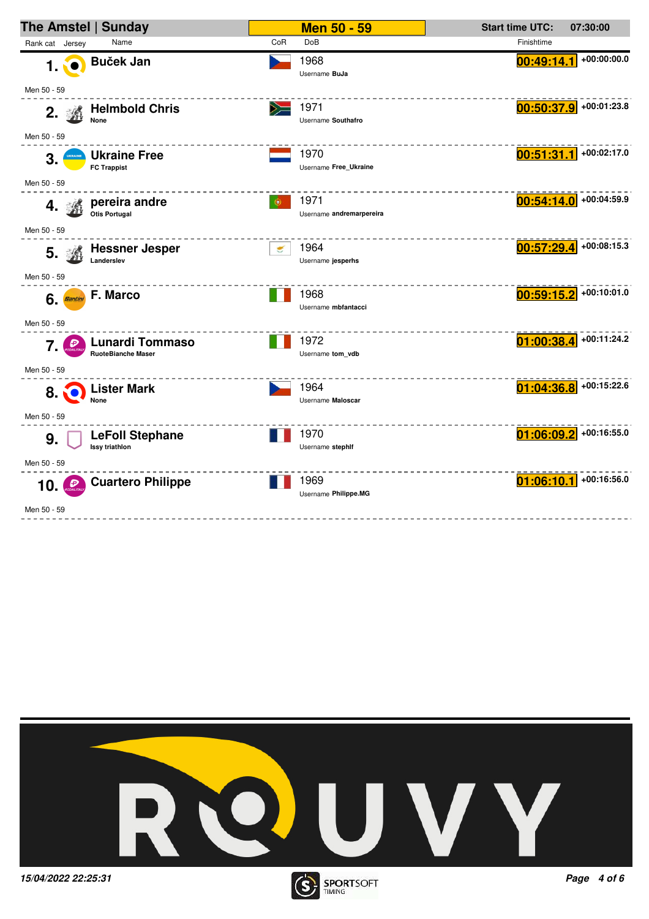## The Amstel | Sunday

**Men 50 - 59**

**Start time UTC:** 07:30:00

| Rank | Name | Club | Category | CoR | DoB | Username | Finishtime | Gap |
|---|---|---|---|---|---|---|---|---|
| 1. | Buček Jan | | Men 50 - 59 | | 1968 | BuJa | 00:49:14.1 | +00:00:00.0 |
| 2. | Helmbold Chris | None | Men 50 - 59 | | 1971 | Southafro | 00:50:37.9 | +00:01:23.8 |
| 3. | Ukraine Free | FC Trappist | Men 50 - 59 | | 1970 | Free_Ukraine | 00:51:31.1 | +00:02:17.0 |
| 4. | pereira andre | Otis Portugal | Men 50 - 59 | | 1971 | andremarpereira | 00:54:14.0 | +00:04:59.9 |
| 5. | Hessner Jesper | Landerslev | Men 50 - 59 | | 1964 | jesperhs | 00:57:29.4 | +00:08:15.3 |
| 6. | F. Marco | | Men 50 - 59 | | 1968 | mbfantacci | 00:59:15.2 | +00:10:01.0 |
| 7. | Lunardi Tommaso | RuoteBianche Maser | Men 50 - 59 | | 1972 | tom_vdb | 01:00:38.4 | +00:11:24.2 |
| 8. | Lister Mark | None | Men 50 - 59 | | 1964 | Maloscar | 01:04:36.8 | +00:15:22.6 |
| 9. | LeFoll Stephane | Issy triathlon | Men 50 - 59 | | 1970 | stephlf | 01:06:09.2 | +00:16:55.0 |
| 10. | Cuartero Philippe | | Men 50 - 59 | | 1969 | Philippe.MG | 01:06:10.1 | +00:16:56.0 |

*15/04/2022 22:25:31*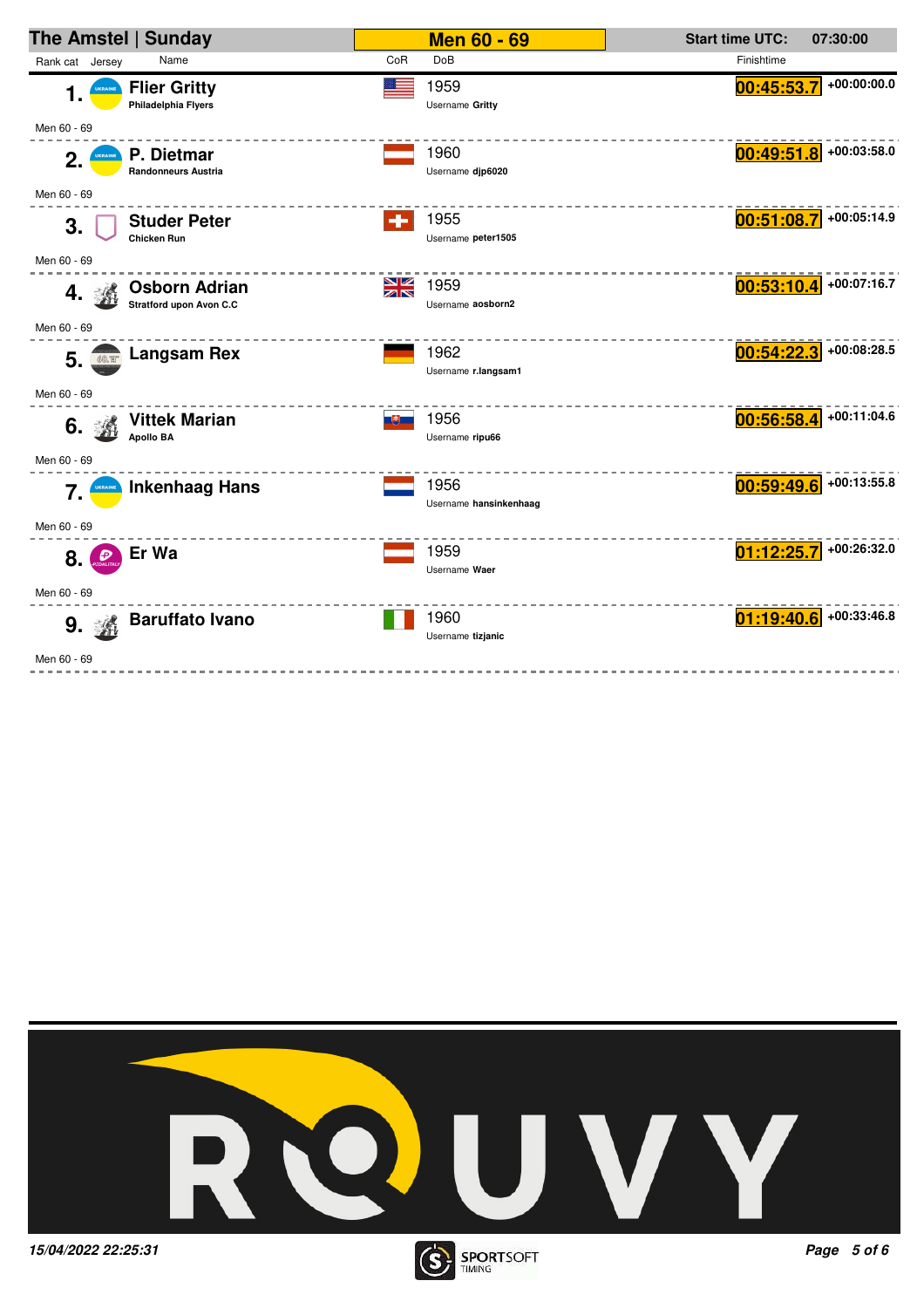## The Amstel | Sunday

**Men 60 - 69**

Start time UTC: 07:30:00

| Rank | Rank cat | Jersey | Name | Team | CoR | DoB | Username | Finishtime | Gap |
|---|---|---|---|---|---|---|---|---|---|
| 1. | Men 60 - 69 | | **Flier Gritty** | Philadelphia Flyers | USA | 1959 | Gritty | 00:45:53.7 | +00:00:00.0 |
| 2. | Men 60 - 69 | | **P. Dietmar** | Randonneurs Austria | Austria | 1960 | djp6020 | 00:49:51.8 | +00:03:58.0 |
| 3. | Men 60 - 69 | | **Studer Peter** | Chicken Run | Switzerland | 1955 | peter1505 | 00:51:08.7 | +00:05:14.9 |
| 4. | Men 60 - 69 | | **Osborn Adrian** | Stratford upon Avon C.C | UK | 1959 | aosborn2 | 00:53:10.4 | +00:07:16.7 |
| 5. | Men 60 - 69 | | **Langsam Rex** | | Germany | 1962 | r.langsam1 | 00:54:22.3 | +00:08:28.5 |
| 6. | Men 60 - 69 | | **Vittek Marian** | Apollo BA | Slovakia | 1956 | ripu66 | 00:56:58.4 | +00:11:04.6 |
| 7. | Men 60 - 69 | | **Inkenhaag Hans** | | Netherlands | 1956 | hansinkenhaag | 00:59:49.6 | +00:13:55.8 |
| 8. | Men 60 - 69 | | **Er Wa** | | Austria | 1959 | Waer | 01:12:25.7 | +00:26:32.0 |
| 9. | Men 60 - 69 | | **Baruffato Ivano** | | Italy | 1960 | tizjanic | 01:19:40.6 | +00:33:46.8 |

*15/04/2022 22:25:31*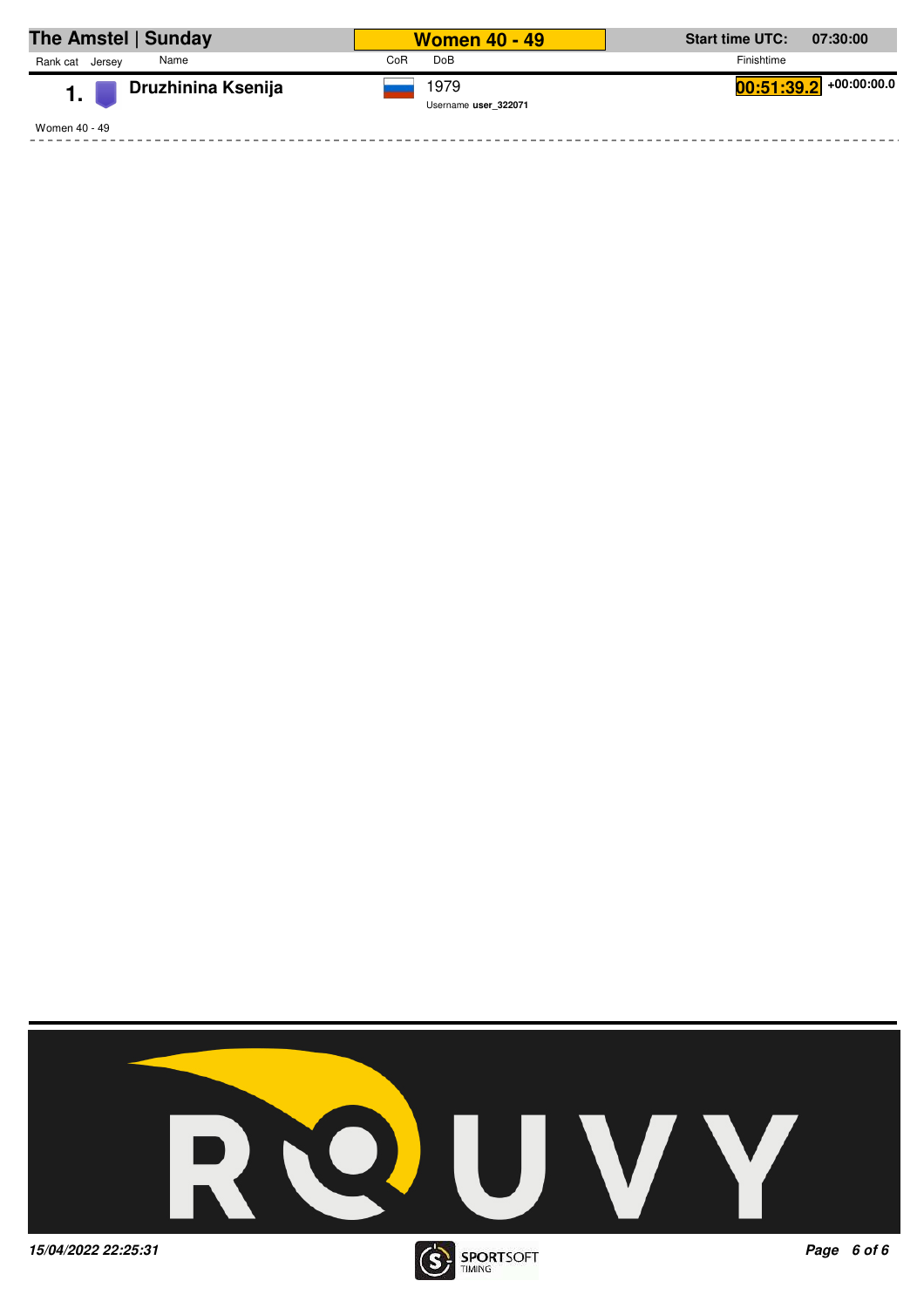## The Amstel | Sunday

**Women 40 - 49**

**Start time UTC:** 07:30:00

| Rank cat | Jersey | Name | CoR | DoB | Finishtime | |
|---|---|---|---|---|---|---|
| 1. | | **Druzhinina Ksenija** | | 1979<br>Username **user_322071** | **00:51:39.2** | +00:00:00.0 |

Women 40 - 49

ROUVY

*15/04/2022 22:25:31*

SPORTSOFT TIMING